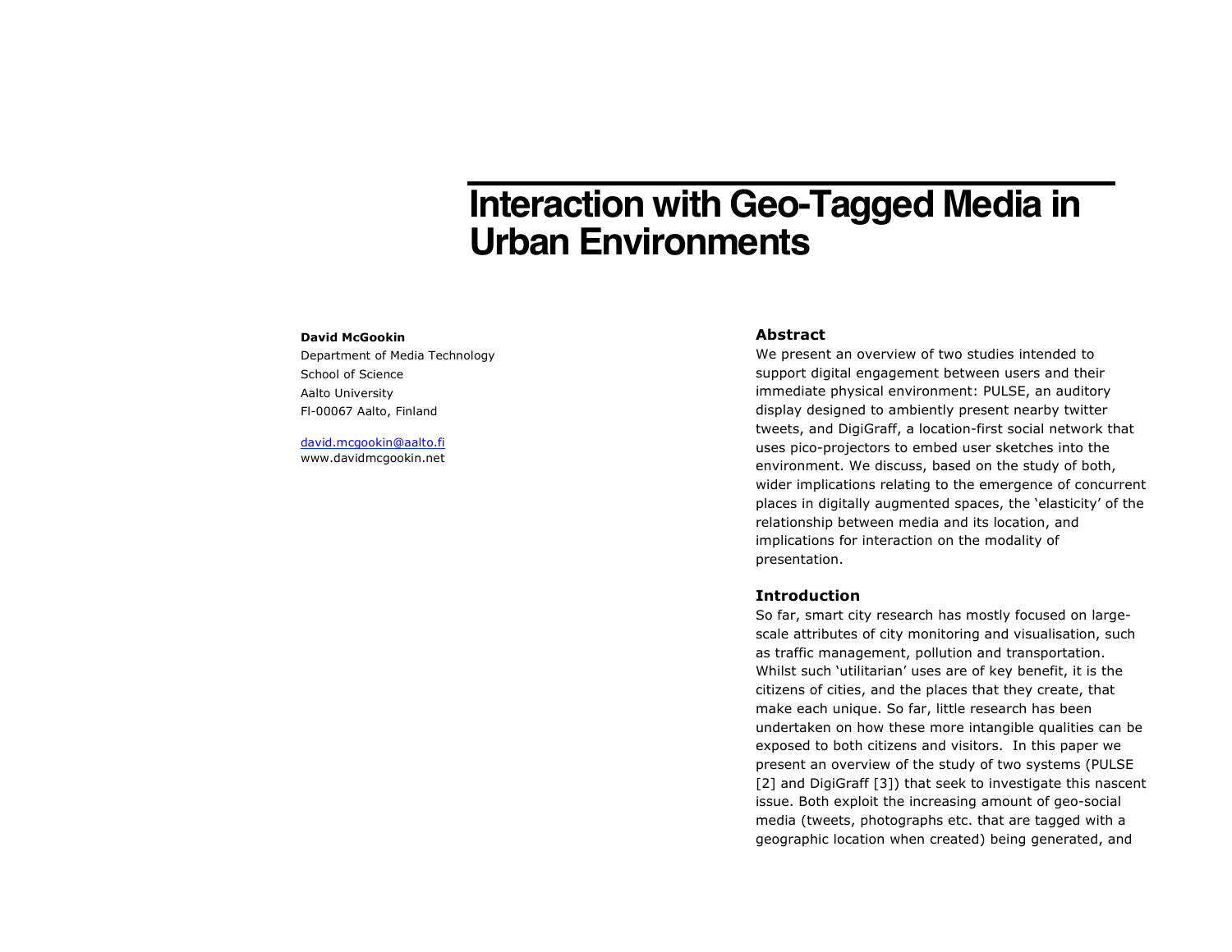# Interaction with Geo-Tagged Media in Urban Environments

**David McGookin**
Department of Media Technology
School of Science
Aalto University
FI-00067 Aalto, Finland

david.mcgookin@aalto.fi
www.davidmcgookin.net

## Abstract

We present an overview of two studies intended to support digital engagement between users and their immediate physical environment: PULSE, an auditory display designed to ambiently present nearby twitter tweets, and DigiGraff, a location-first social network that uses pico-projectors to embed user sketches into the environment. We discuss, based on the study of both, wider implications relating to the emergence of concurrent places in digitally augmented spaces, the 'elasticity' of the relationship between media and its location, and implications for interaction on the modality of presentation.

## Introduction

So far, smart city research has mostly focused on large-scale attributes of city monitoring and visualisation, such as traffic management, pollution and transportation. Whilst such 'utilitarian' uses are of key benefit, it is the citizens of cities, and the places that they create, that make each unique. So far, little research has been undertaken on how these more intangible qualities can be exposed to both citizens and visitors. In this paper we present an overview of the study of two systems (PULSE [2] and DigiGraff [3]) that seek to investigate this nascent issue. Both exploit the increasing amount of geo-social media (tweets, photographs etc. that are tagged with a geographic location when created) being generated, and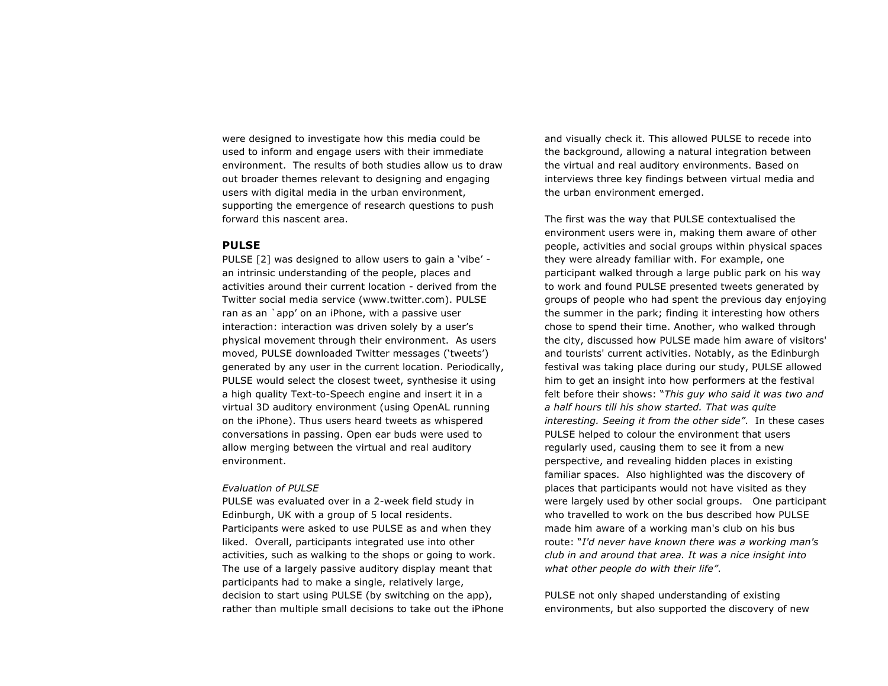were designed to investigate how this media could be used to inform and engage users with their immediate environment. The results of both studies allow us to draw out broader themes relevant to designing and engaging users with digital media in the urban environment, supporting the emergence of research questions to push forward this nascent area.

## PULSE

PULSE [2] was designed to allow users to gain a 'vibe' - an intrinsic understanding of the people, places and activities around their current location - derived from the Twitter social media service (www.twitter.com). PULSE ran as an `app' on an iPhone, with a passive user interaction: interaction was driven solely by a user's physical movement through their environment. As users moved, PULSE downloaded Twitter messages ('tweets') generated by any user in the current location. Periodically, PULSE would select the closest tweet, synthesise it using a high quality Text-to-Speech engine and insert it in a virtual 3D auditory environment (using OpenAL running on the iPhone). Thus users heard tweets as whispered conversations in passing. Open ear buds were used to allow merging between the virtual and real auditory environment.

*Evaluation of PULSE*

PULSE was evaluated over in a 2-week field study in Edinburgh, UK with a group of 5 local residents. Participants were asked to use PULSE as and when they liked. Overall, participants integrated use into other activities, such as walking to the shops or going to work. The use of a largely passive auditory display meant that participants had to make a single, relatively large, decision to start using PULSE (by switching on the app), rather than multiple small decisions to take out the iPhone and visually check it. This allowed PULSE to recede into the background, allowing a natural integration between the virtual and real auditory environments. Based on interviews three key findings between virtual media and the urban environment emerged.

The first was the way that PULSE contextualised the environment users were in, making them aware of other people, activities and social groups within physical spaces they were already familiar with. For example, one participant walked through a large public park on his way to work and found PULSE presented tweets generated by groups of people who had spent the previous day enjoying the summer in the park; finding it interesting how others chose to spend their time. Another, who walked through the city, discussed how PULSE made him aware of visitors' and tourists' current activities. Notably, as the Edinburgh festival was taking place during our study, PULSE allowed him to get an insight into how performers at the festival felt before their shows: "*This guy who said it was two and a half hours till his show started. That was quite interesting. Seeing it from the other side*". In these cases PULSE helped to colour the environment that users regularly used, causing them to see it from a new perspective, and revealing hidden places in existing familiar spaces. Also highlighted was the discovery of places that participants would not have visited as they were largely used by other social groups. One participant who travelled to work on the bus described how PULSE made him aware of a working man's club on his bus route: "*I'd never have known there was a working man's club in and around that area. It was a nice insight into what other people do with their life*".

PULSE not only shaped understanding of existing environments, but also supported the discovery of new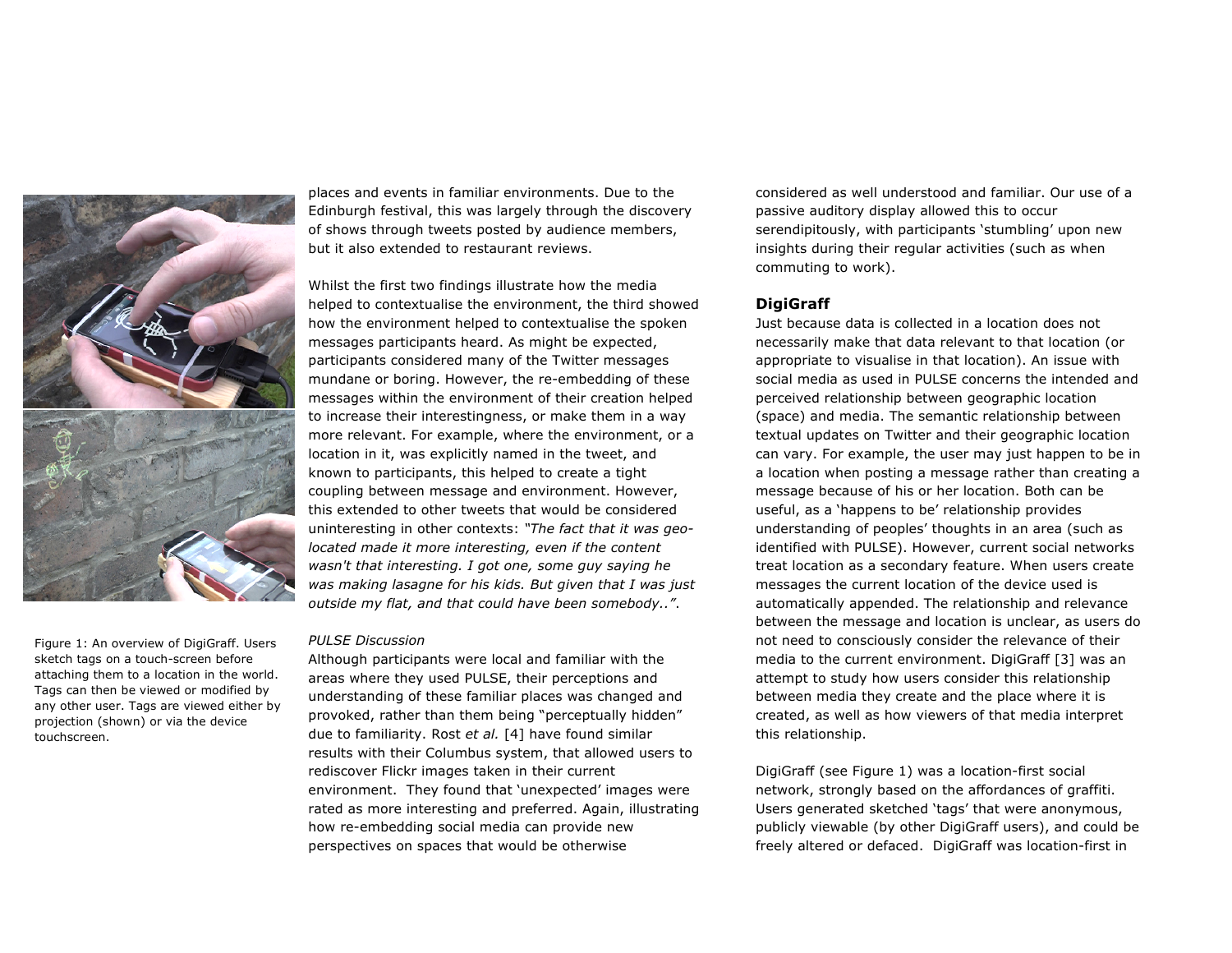Figure 1: An overview of DigiGraff. Users sketch tags on a touch-screen before attaching them to a location in the world. Tags can then be viewed or modified by any other user. Tags are viewed either by projection (shown) or via the device touchscreen.

places and events in familiar environments. Due to the Edinburgh festival, this was largely through the discovery of shows through tweets posted by audience members, but it also extended to restaurant reviews.

Whilst the first two findings illustrate how the media helped to contextualise the environment, the third showed how the environment helped to contextualise the spoken messages participants heard. As might be expected, participants considered many of the Twitter messages mundane or boring. However, the re-embedding of these messages within the environment of their creation helped to increase their interestingness, or make them in a way more relevant. For example, where the environment, or a location in it, was explicitly named in the tweet, and known to participants, this helped to create a tight coupling between message and environment. However, this extended to other tweets that would be considered uninteresting in other contexts: *"The fact that it was geo-located made it more interesting, even if the content wasn't that interesting. I got one, some guy saying he was making lasagne for his kids. But given that I was just outside my flat, and that could have been somebody..".*

*PULSE Discussion*

Although participants were local and familiar with the areas where they used PULSE, their perceptions and understanding of these familiar places was changed and provoked, rather than them being "perceptually hidden" due to familiarity. Rost *et al.* [4] have found similar results with their Columbus system, that allowed users to rediscover Flickr images taken in their current environment. They found that 'unexpected' images were rated as more interesting and preferred. Again, illustrating how re-embedding social media can provide new perspectives on spaces that would be otherwise considered as well understood and familiar. Our use of a passive auditory display allowed this to occur serendipitously, with participants 'stumbling' upon new insights during their regular activities (such as when commuting to work).

### DigiGraff

Just because data is collected in a location does not necessarily make that data relevant to that location (or appropriate to visualise in that location). An issue with social media as used in PULSE concerns the intended and perceived relationship between geographic location (space) and media. The semantic relationship between textual updates on Twitter and their geographic location can vary. For example, the user may just happen to be in a location when posting a message rather than creating a message because of his or her location. Both can be useful, as a 'happens to be' relationship provides understanding of peoples' thoughts in an area (such as identified with PULSE). However, current social networks treat location as a secondary feature. When users create messages the current location of the device used is automatically appended. The relationship and relevance between the message and location is unclear, as users do not need to consciously consider the relevance of their media to the current environment. DigiGraff [3] was an attempt to study how users consider this relationship between media they create and the place where it is created, as well as how viewers of that media interpret this relationship.

DigiGraff (see Figure 1) was a location-first social network, strongly based on the affordances of graffiti. Users generated sketched 'tags' that were anonymous, publicly viewable (by other DigiGraff users), and could be freely altered or defaced. DigiGraff was location-first in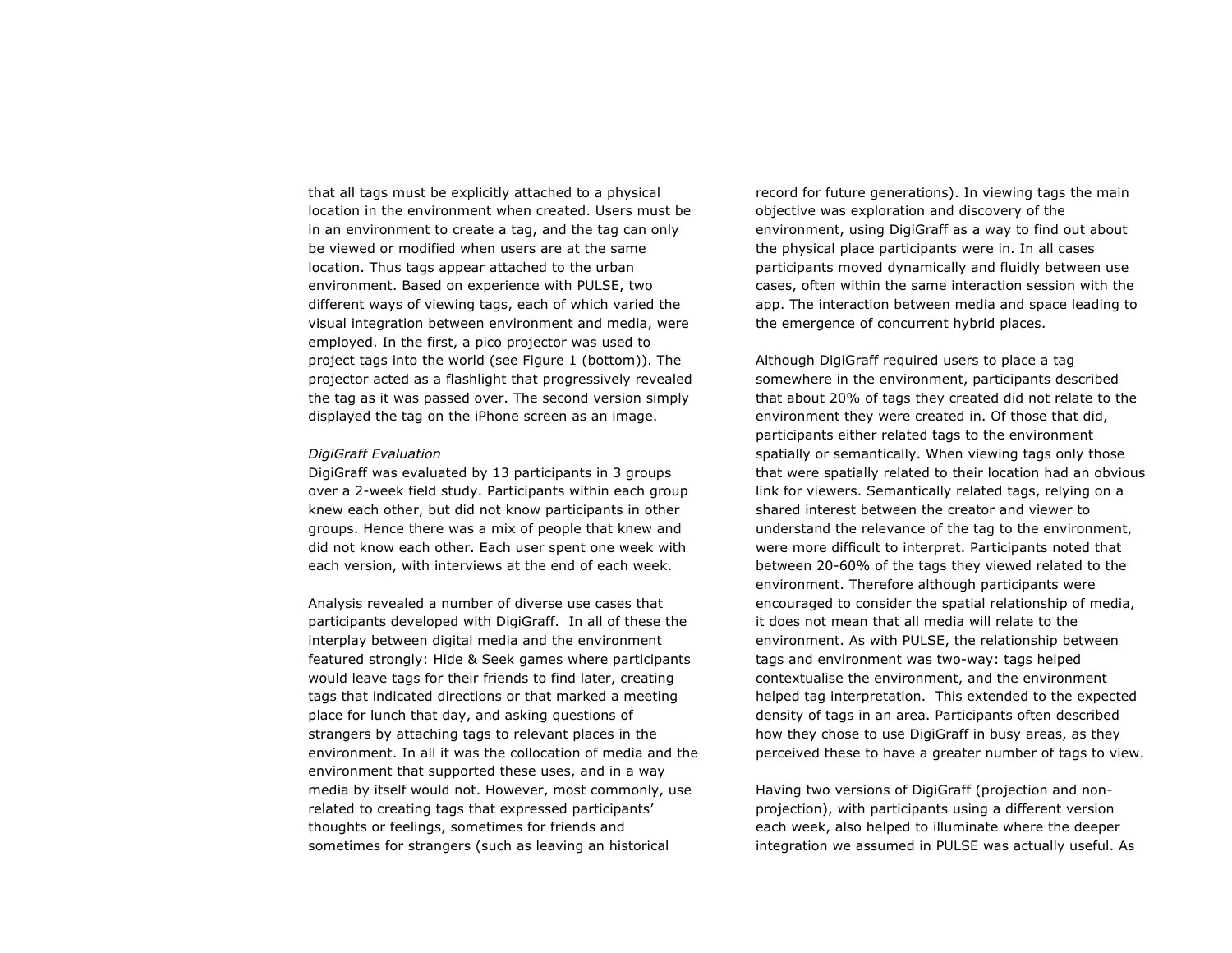that all tags must be explicitly attached to a physical location in the environment when created. Users must be in an environment to create a tag, and the tag can only be viewed or modified when users are at the same location. Thus tags appear attached to the urban environment. Based on experience with PULSE, two different ways of viewing tags, each of which varied the visual integration between environment and media, were employed. In the first, a pico projector was used to project tags into the world (see Figure 1 (bottom)). The projector acted as a flashlight that progressively revealed the tag as it was passed over. The second version simply displayed the tag on the iPhone screen as an image.

*DigiGraff Evaluation*

DigiGraff was evaluated by 13 participants in 3 groups over a 2-week field study. Participants within each group knew each other, but did not know participants in other groups. Hence there was a mix of people that knew and did not know each other. Each user spent one week with each version, with interviews at the end of each week.

Analysis revealed a number of diverse use cases that participants developed with DigiGraff. In all of these the interplay between digital media and the environment featured strongly: Hide & Seek games where participants would leave tags for their friends to find later, creating tags that indicated directions or that marked a meeting place for lunch that day, and asking questions of strangers by attaching tags to relevant places in the environment. In all it was the collocation of media and the environment that supported these uses, and in a way media by itself would not. However, most commonly, use related to creating tags that expressed participants' thoughts or feelings, sometimes for friends and sometimes for strangers (such as leaving an historical record for future generations). In viewing tags the main objective was exploration and discovery of the environment, using DigiGraff as a way to find out about the physical place participants were in. In all cases participants moved dynamically and fluidly between use cases, often within the same interaction session with the app. The interaction between media and space leading to the emergence of concurrent hybrid places.

Although DigiGraff required users to place a tag somewhere in the environment, participants described that about 20% of tags they created did not relate to the environment they were created in. Of those that did, participants either related tags to the environment spatially or semantically. When viewing tags only those that were spatially related to their location had an obvious link for viewers. Semantically related tags, relying on a shared interest between the creator and viewer to understand the relevance of the tag to the environment, were more difficult to interpret. Participants noted that between 20-60% of the tags they viewed related to the environment. Therefore although participants were encouraged to consider the spatial relationship of media, it does not mean that all media will relate to the environment. As with PULSE, the relationship between tags and environment was two-way: tags helped contextualise the environment, and the environment helped tag interpretation. This extended to the expected density of tags in an area. Participants often described how they chose to use DigiGraff in busy areas, as they perceived these to have a greater number of tags to view.

Having two versions of DigiGraff (projection and non-projection), with participants using a different version each week, also helped to illuminate where the deeper integration we assumed in PULSE was actually useful. As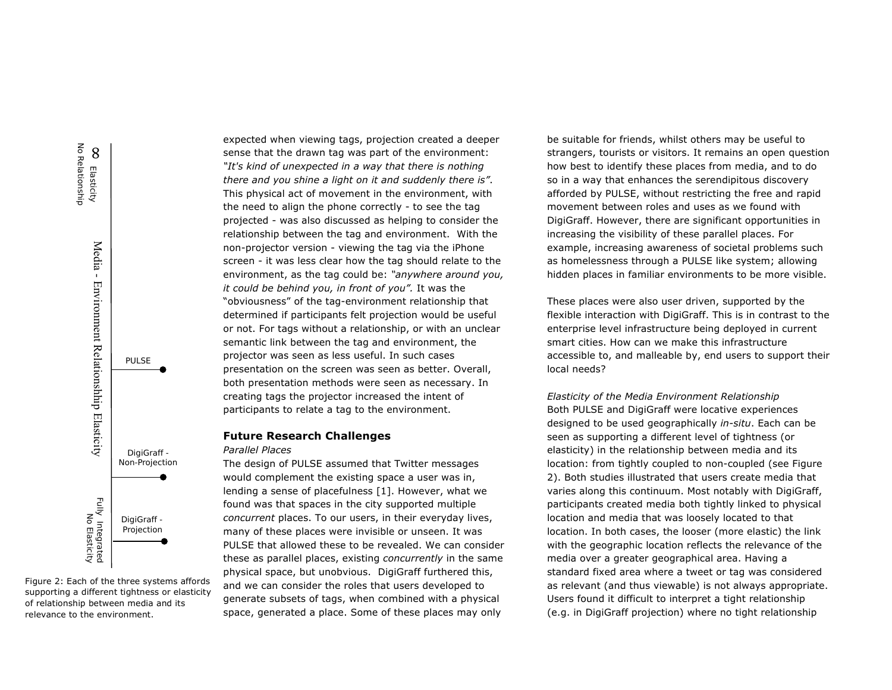Elasticity
No Relationship

Media - Environment Relationshhip Elasticity

PULSE

DigiGraff -
Non-Projection

DigiGraff -
Projection

Fully Integrated
No Elasticity

Figure 2: Each of the three systems affords supporting a different tightness or elasticity of relationship between media and its relevance to the environment.

expected when viewing tags, projection created a deeper sense that the drawn tag was part of the environment: *"It's kind of unexpected in a way that there is nothing there and you shine a light on it and suddenly there is".* This physical act of movement in the environment, with the need to align the phone correctly - to see the tag projected - was also discussed as helping to consider the relationship between the tag and environment. With the non-projector version - viewing the tag via the iPhone screen - it was less clear how the tag should relate to the environment, as the tag could be: *"anywhere around you, it could be behind you, in front of you".* It was the "obviousness" of the tag-environment relationship that determined if participants felt projection would be useful or not. For tags without a relationship, or with an unclear semantic link between the tag and environment, the projector was seen as less useful. In such cases presentation on the screen was seen as better. Overall, both presentation methods were seen as necessary. In creating tags the projector increased the intent of participants to relate a tag to the environment.

## Future Research Challenges

*Parallel Places*

The design of PULSE assumed that Twitter messages would complement the existing space a user was in, lending a sense of placefulness [1]. However, what we found was that spaces in the city supported multiple *concurrent* places. To our users, in their everyday lives, many of these places were invisible or unseen. It was PULSE that allowed these to be revealed. We can consider these as parallel places, existing *concurrently* in the same physical space, but unobvious. DigiGraff furthered this, and we can consider the roles that users developed to generate subsets of tags, when combined with a physical space, generated a place. Some of these places may only be suitable for friends, whilst others may be useful to strangers, tourists or visitors. It remains an open question how best to identify these places from media, and to do so in a way that enhances the serendipitous discovery afforded by PULSE, without restricting the free and rapid movement between roles and uses as we found with DigiGraff. However, there are significant opportunities in increasing the visibility of these parallel places. For example, increasing awareness of societal problems such as homelessness through a PULSE like system; allowing hidden places in familiar environments to be more visible.

These places were also user driven, supported by the flexible interaction with DigiGraff. This is in contrast to the enterprise level infrastructure being deployed in current smart cities. How can we make this infrastructure accessible to, and malleable by, end users to support their local needs?

*Elasticity of the Media Environment Relationship*

Both PULSE and DigiGraff were locative experiences designed to be used geographically *in-situ*. Each can be seen as supporting a different level of tightness (or elasticity) in the relationship between media and its location: from tightly coupled to non-coupled (see Figure 2). Both studies illustrated that users create media that varies along this continuum. Most notably with DigiGraff, participants created media both tightly linked to physical location and media that was loosely located to that location. In both cases, the looser (more elastic) the link with the geographic location reflects the relevance of the media over a greater geographical area. Having a standard fixed area where a tweet or tag was considered as relevant (and thus viewable) is not always appropriate. Users found it difficult to interpret a tight relationship (e.g. in DigiGraff projection) where no tight relationship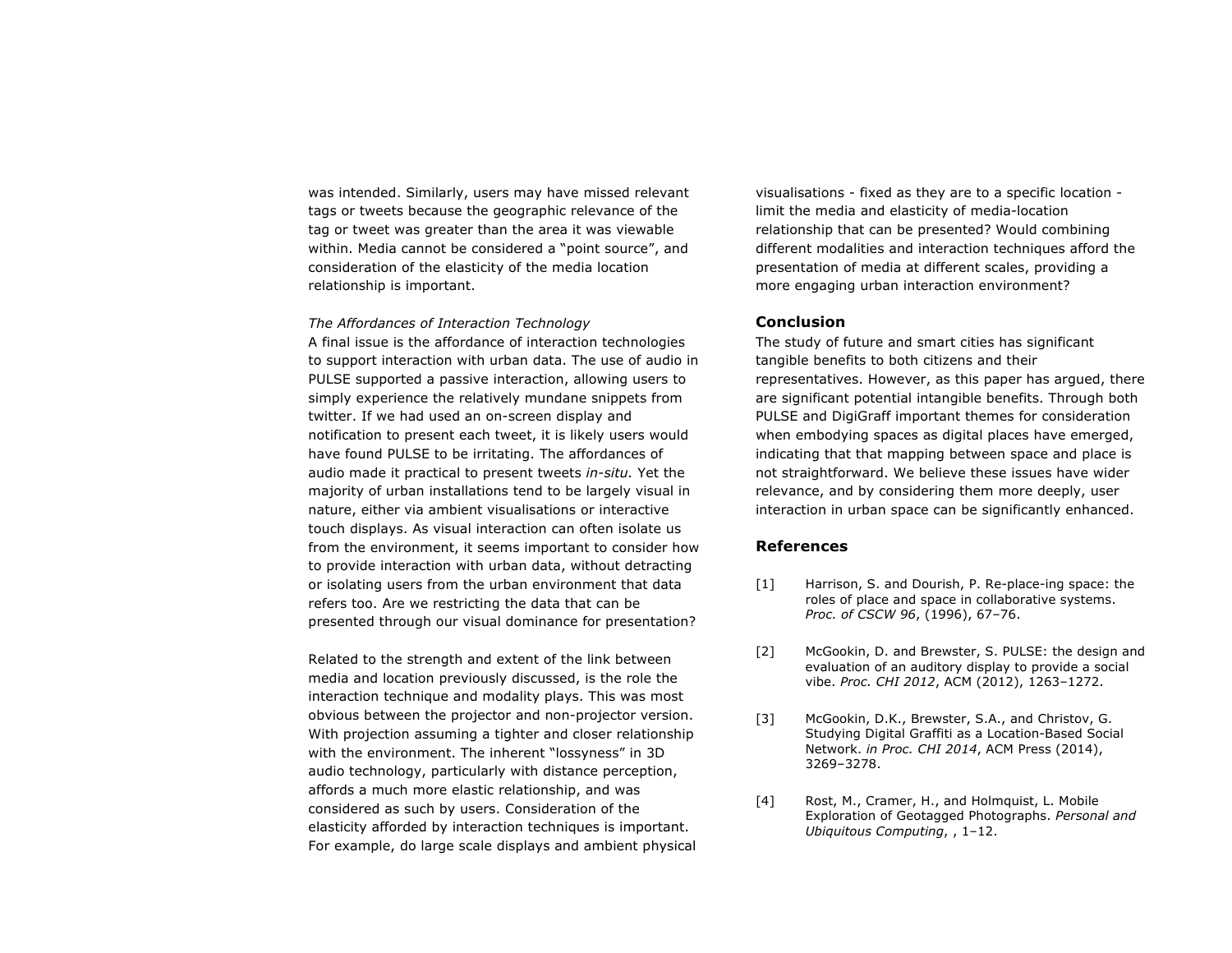was intended. Similarly, users may have missed relevant tags or tweets because the geographic relevance of the tag or tweet was greater than the area it was viewable within. Media cannot be considered a "point source", and consideration of the elasticity of the media location relationship is important.

*The Affordances of Interaction Technology*

A final issue is the affordance of interaction technologies to support interaction with urban data. The use of audio in PULSE supported a passive interaction, allowing users to simply experience the relatively mundane snippets from twitter. If we had used an on-screen display and notification to present each tweet, it is likely users would have found PULSE to be irritating. The affordances of audio made it practical to present tweets *in-situ.* Yet the majority of urban installations tend to be largely visual in nature, either via ambient visualisations or interactive touch displays. As visual interaction can often isolate us from the environment, it seems important to consider how to provide interaction with urban data, without detracting or isolating users from the urban environment that data refers too. Are we restricting the data that can be presented through our visual dominance for presentation?

Related to the strength and extent of the link between media and location previously discussed, is the role the interaction technique and modality plays. This was most obvious between the projector and non-projector version. With projection assuming a tighter and closer relationship with the environment. The inherent "lossyness" in 3D audio technology, particularly with distance perception, affords a much more elastic relationship, and was considered as such by users. Consideration of the elasticity afforded by interaction techniques is important. For example, do large scale displays and ambient physical visualisations - fixed as they are to a specific location - limit the media and elasticity of media-location relationship that can be presented? Would combining different modalities and interaction techniques afford the presentation of media at different scales, providing a more engaging urban interaction environment?

## Conclusion

The study of future and smart cities has significant tangible benefits to both citizens and their representatives. However, as this paper has argued, there are significant potential intangible benefits. Through both PULSE and DigiGraff important themes for consideration when embodying spaces as digital places have emerged, indicating that that mapping between space and place is not straightforward. We believe these issues have wider relevance, and by considering them more deeply, user interaction in urban space can be significantly enhanced.

## References

[1] Harrison, S. and Dourish, P. Re-place-ing space: the roles of place and space in collaborative systems. *Proc. of CSCW 96*, (1996), 67–76.

[2] McGookin, D. and Brewster, S. PULSE: the design and evaluation of an auditory display to provide a social vibe. *Proc. CHI 2012*, ACM (2012), 1263–1272.

[3] McGookin, D.K., Brewster, S.A., and Christov, G. Studying Digital Graffiti as a Location-Based Social Network. *in Proc. CHI 2014*, ACM Press (2014), 3269–3278.

[4] Rost, M., Cramer, H., and Holmquist, L. Mobile Exploration of Geotagged Photographs. *Personal and Ubiquitous Computing*, , 1–12.